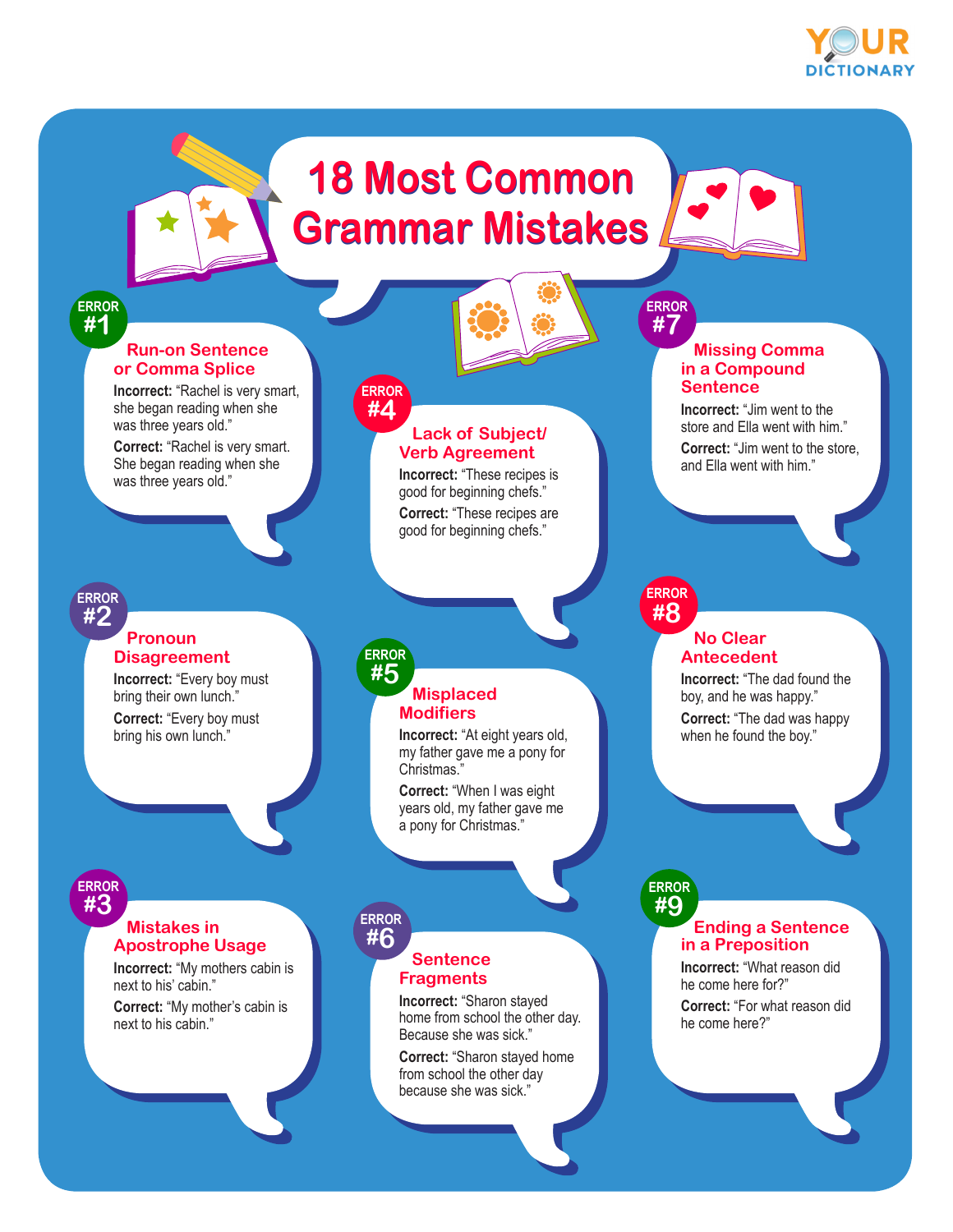YOUR DICTIONARY

# 18 Most Common Grammar Mistakes

## ERROR #1

### Run-on Sentence or Comma Splice

**Incorrect:** "Rachel is very smart, she began reading when she was three years old."

**Correct:** "Rachel is very smart. She began reading when she was three years old."

## ERROR #2

### Pronoun Disagreement

**Incorrect:** "Every boy must bring their own lunch."

**Correct:** "Every boy must bring his own lunch."

## ERROR #3

### Mistakes in Apostrophe Usage

**Incorrect:** "My mothers cabin is next to his' cabin."

**Correct:** "My mother's cabin is next to his cabin."

## ERROR #4

### Lack of Subject/Verb Agreement

**Incorrect:** "These recipes is good for beginning chefs."

**Correct:** "These recipes are good for beginning chefs."

## ERROR #5

### Misplaced Modifiers

**Incorrect:** "At eight years old, my father gave me a pony for Christmas."

**Correct:** "When I was eight years old, my father gave me a pony for Christmas."

## ERROR #6

### Sentence Fragments

**Incorrect:** "Sharon stayed home from school the other day. Because she was sick."

**Correct:** "Sharon stayed home from school the other day because she was sick."

## ERROR #7

### Missing Comma in a Compound Sentence

**Incorrect:** "Jim went to the store and Ella went with him."

**Correct:** "Jim went to the store, and Ella went with him."

## ERROR #8

### No Clear Antecedent

**Incorrect:** "The dad found the boy, and he was happy."

**Correct:** "The dad was happy when he found the boy."

## ERROR #9

### Ending a Sentence in a Preposition

**Incorrect:** "What reason did he come here for?"

**Correct:** "For what reason did he come here?"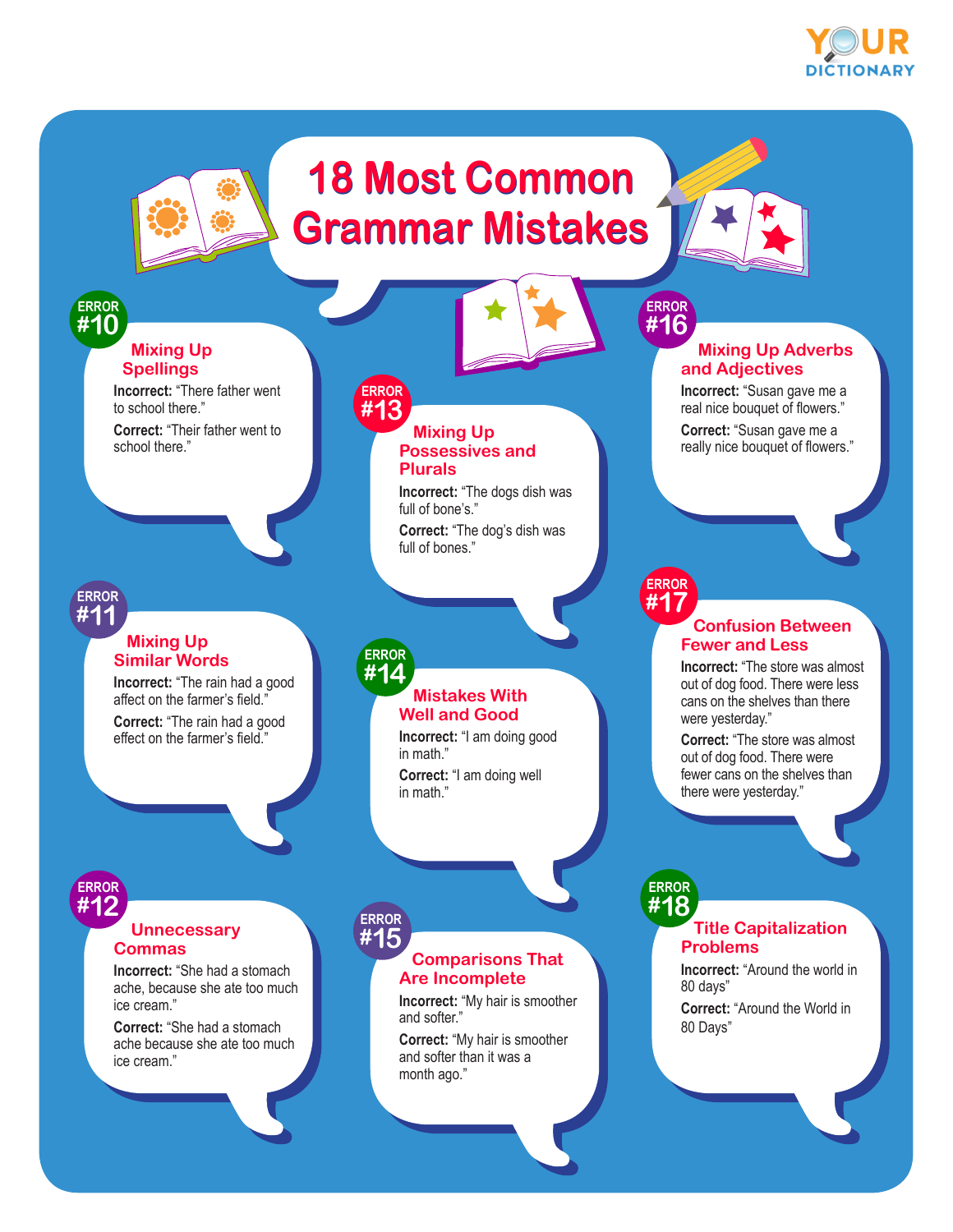YOUR DICTIONARY

# 18 Most Common Grammar Mistakes

## ERROR #10

### Mixing Up Spellings

**Incorrect:** "There father went to school there."

**Correct:** "Their father went to school there."

## ERROR #11

### Mixing Up Similar Words

**Incorrect:** "The rain had a good affect on the farmer's field."

**Correct:** "The rain had a good effect on the farmer's field."

## ERROR #12

### Unnecessary Commas

**Incorrect:** "She had a stomach ache, because she ate too much ice cream."

**Correct:** "She had a stomach ache because she ate too much ice cream."

## ERROR #13

### Mixing Up Possessives and Plurals

**Incorrect:** "The dogs dish was full of bone's."

**Correct:** "The dog's dish was full of bones."

## ERROR #14

### Mistakes With Well and Good

**Incorrect:** "I am doing good in math."

**Correct:** "I am doing well in math."

## ERROR #15

### Comparisons That Are Incomplete

**Incorrect:** "My hair is smoother and softer."

**Correct:** "My hair is smoother and softer than it was a month ago."

## ERROR #16

### Mixing Up Adverbs and Adjectives

**Incorrect:** "Susan gave me a real nice bouquet of flowers."

**Correct:** "Susan gave me a really nice bouquet of flowers."

## ERROR #17

### Confusion Between Fewer and Less

**Incorrect:** "The store was almost out of dog food. There were less cans on the shelves than there were yesterday."

**Correct:** "The store was almost out of dog food. There were fewer cans on the shelves than there were yesterday."

## ERROR #18

### Title Capitalization Problems

**Incorrect:** "Around the world in 80 days"

**Correct:** "Around the World in 80 Days"